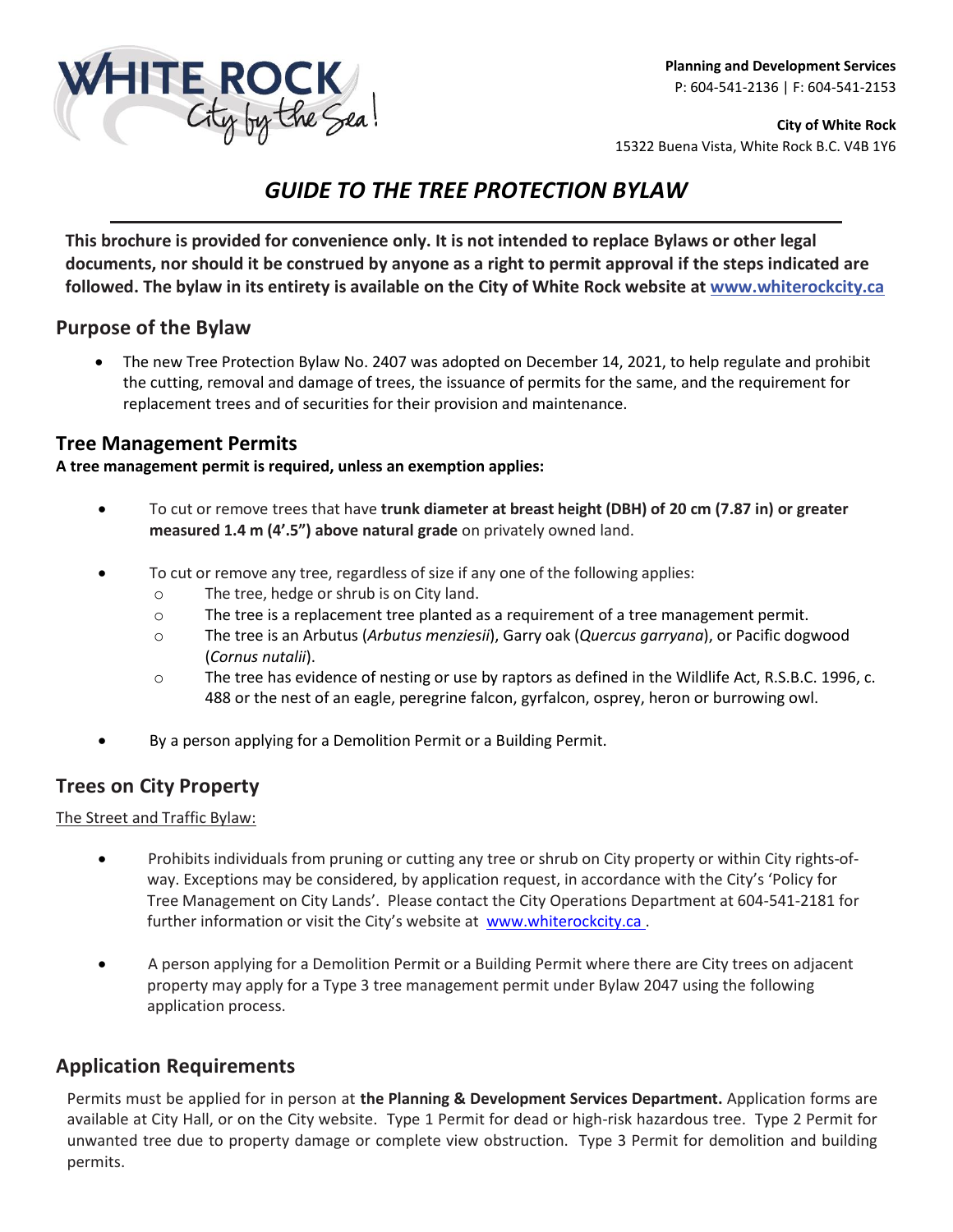**Planning and Development Services**
P: 604-541-2136 | F: 604-541-2153

**City of White Rock**
15322 Buena Vista, White Rock B.C. V4B 1Y6

# *GUIDE TO THE TREE PROTECTION BYLAW*

**This brochure is provided for convenience only. It is not intended to replace Bylaws or other legal documents, nor should it be construed by anyone as a right to permit approval if the steps indicated are followed. The bylaw in its entirety is available on the City of White Rock website at [www.whiterockcity.ca](http://www.whiterockcity.ca)**

## Purpose of the Bylaw

- The new Tree Protection Bylaw No. 2407 was adopted on December 14, 2021, to help regulate and prohibit the cutting, removal and damage of trees, the issuance of permits for the same, and the requirement for replacement trees and of securities for their provision and maintenance.

## Tree Management Permits

**A tree management permit is required, unless an exemption applies:**

- To cut or remove trees that have **trunk diameter at breast height (DBH) of 20 cm (7.87 in) or greater measured 1.4 m (4'.5") above natural grade** on privately owned land.
- To cut or remove any tree, regardless of size if any one of the following applies:
  - The tree, hedge or shrub is on City land.
  - The tree is a replacement tree planted as a requirement of a tree management permit.
  - The tree is an Arbutus (*Arbutus menziesii*), Garry oak (*Quercus garryana*), or Pacific dogwood (*Cornus nutalii*).
  - The tree has evidence of nesting or use by raptors as defined in the Wildlife Act, R.S.B.C. 1996, c. 488 or the nest of an eagle, peregrine falcon, gyrfalcon, osprey, heron or burrowing owl.
- By a person applying for a Demolition Permit or a Building Permit.

## Trees on City Property

The Street and Traffic Bylaw:

- Prohibits individuals from pruning or cutting any tree or shrub on City property or within City rights-of-way. Exceptions may be considered, by application request, in accordance with the City's 'Policy for Tree Management on City Lands'. Please contact the City Operations Department at 604-541-2181 for further information or visit the City's website at [www.whiterockcity.ca](http://www.whiterockcity.ca).
- A person applying for a Demolition Permit or a Building Permit where there are City trees on adjacent property may apply for a Type 3 tree management permit under Bylaw 2047 using the following application process.

## Application Requirements

Permits must be applied for in person at **the Planning & Development Services Department.** Application forms are available at City Hall, or on the City website. Type 1 Permit for dead or high-risk hazardous tree. Type 2 Permit for unwanted tree due to property damage or complete view obstruction. Type 3 Permit for demolition and building permits.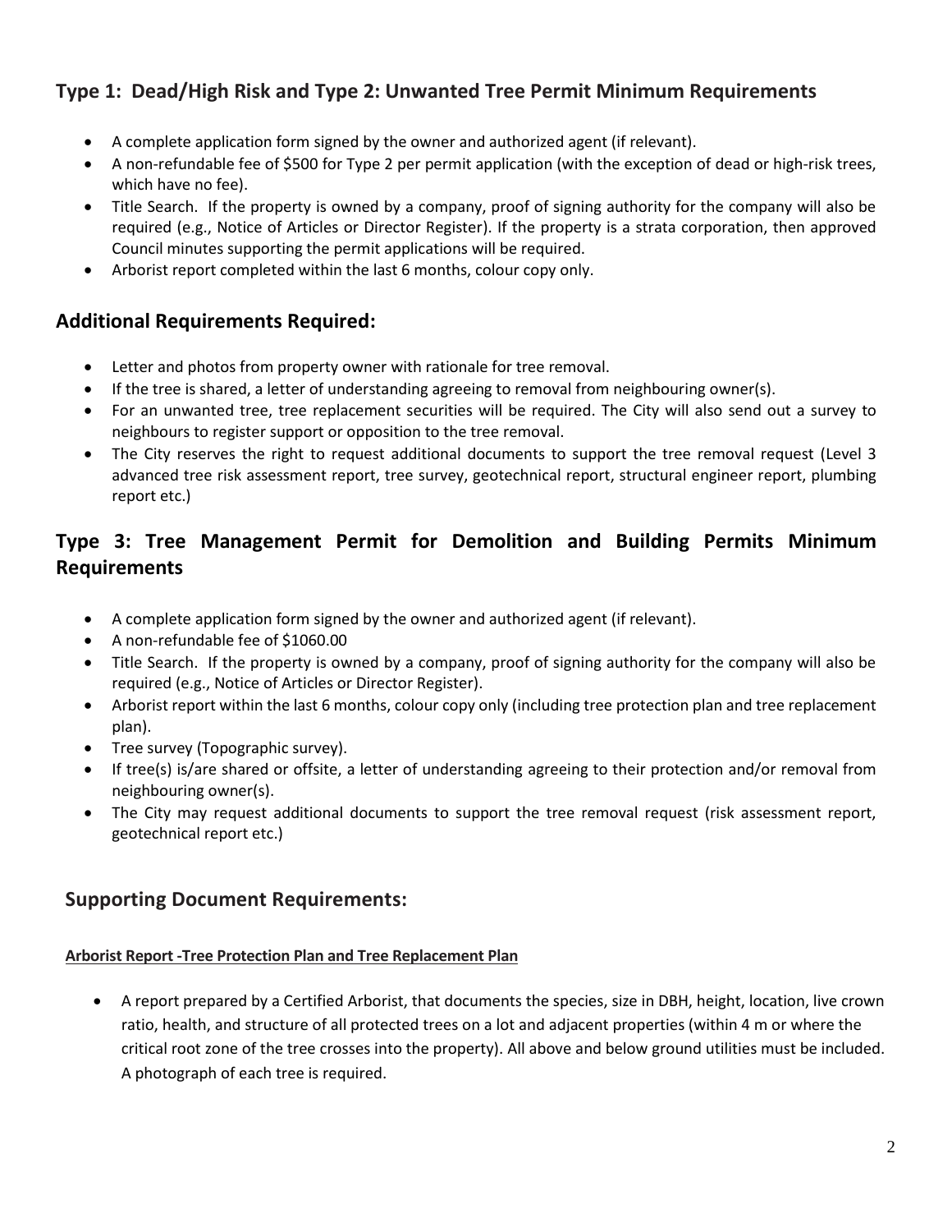## Type 1: Dead/High Risk and Type 2: Unwanted Tree Permit Minimum Requirements

- A complete application form signed by the owner and authorized agent (if relevant).
- A non-refundable fee of $500 for Type 2 per permit application (with the exception of dead or high-risk trees, which have no fee).
- Title Search. If the property is owned by a company, proof of signing authority for the company will also be required (e.g., Notice of Articles or Director Register). If the property is a strata corporation, then approved Council minutes supporting the permit applications will be required.
- Arborist report completed within the last 6 months, colour copy only.

## Additional Requirements Required:

- Letter and photos from property owner with rationale for tree removal.
- If the tree is shared, a letter of understanding agreeing to removal from neighbouring owner(s).
- For an unwanted tree, tree replacement securities will be required. The City will also send out a survey to neighbours to register support or opposition to the tree removal.
- The City reserves the right to request additional documents to support the tree removal request (Level 3 advanced tree risk assessment report, tree survey, geotechnical report, structural engineer report, plumbing report etc.)

## Type 3: Tree Management Permit for Demolition and Building Permits Minimum Requirements

- A complete application form signed by the owner and authorized agent (if relevant).
- A non-refundable fee of $1060.00
- Title Search. If the property is owned by a company, proof of signing authority for the company will also be required (e.g., Notice of Articles or Director Register).
- Arborist report within the last 6 months, colour copy only (including tree protection plan and tree replacement plan).
- Tree survey (Topographic survey).
- If tree(s) is/are shared or offsite, a letter of understanding agreeing to their protection and/or removal from neighbouring owner(s).
- The City may request additional documents to support the tree removal request (risk assessment report, geotechnical report etc.)

## Supporting Document Requirements:

**Arborist Report -Tree Protection Plan and Tree Replacement Plan**

- A report prepared by a Certified Arborist, that documents the species, size in DBH, height, location, live crown ratio, health, and structure of all protected trees on a lot and adjacent properties (within 4 m or where the critical root zone of the tree crosses into the property). All above and below ground utilities must be included. A photograph of each tree is required.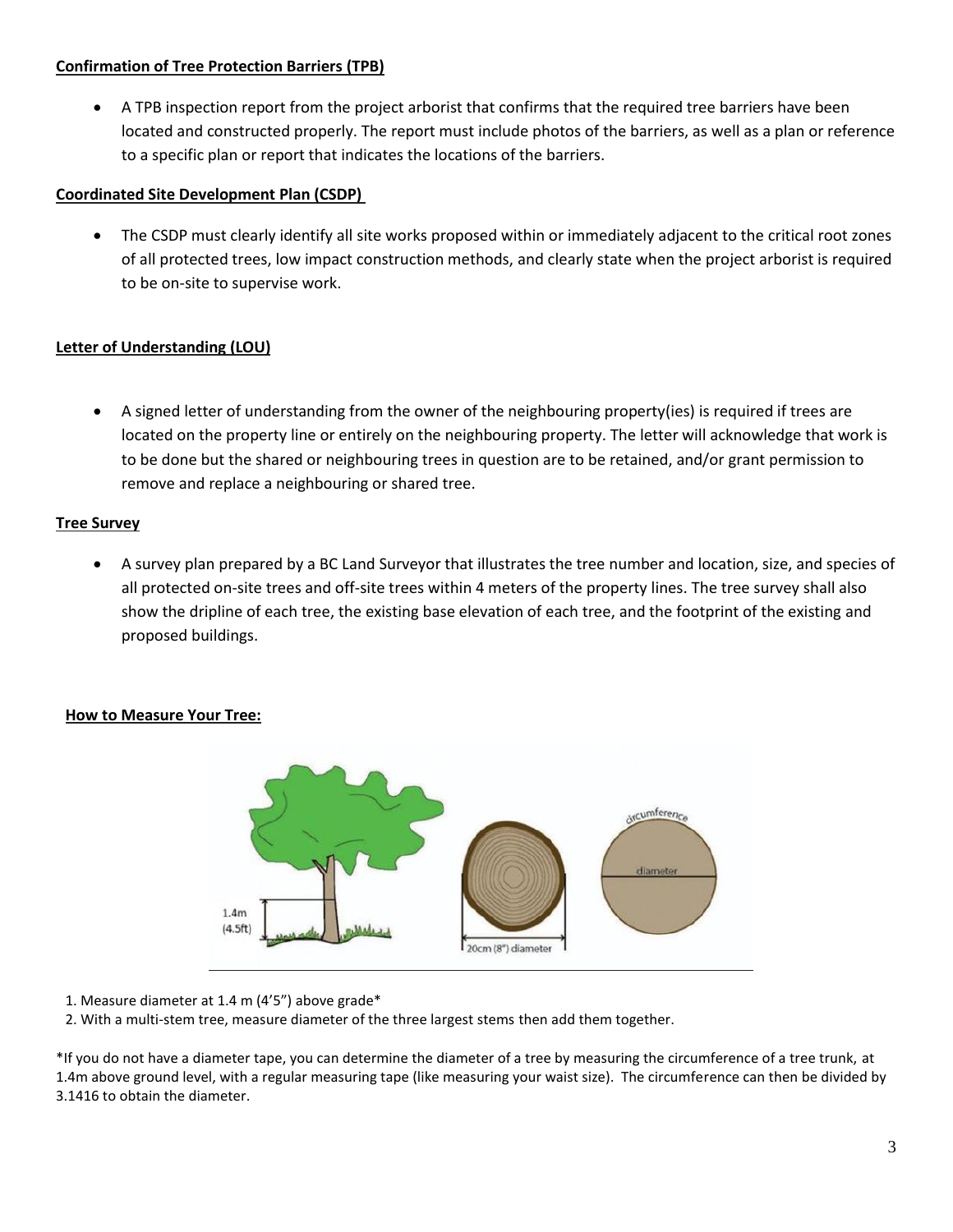**Confirmation of Tree Protection Barriers (TPB)**

- A TPB inspection report from the project arborist that confirms that the required tree barriers have been located and constructed properly. The report must include photos of the barriers, as well as a plan or reference to a specific plan or report that indicates the locations of the barriers.

**Coordinated Site Development Plan (CSDP)**

- The CSDP must clearly identify all site works proposed within or immediately adjacent to the critical root zones of all protected trees, low impact construction methods, and clearly state when the project arborist is required to be on-site to supervise work.

**Letter of Understanding (LOU)**

- A signed letter of understanding from the owner of the neighbouring property(ies) is required if trees are located on the property line or entirely on the neighbouring property. The letter will acknowledge that work is to be done but the shared or neighbouring trees in question are to be retained, and/or grant permission to remove and replace a neighbouring or shared tree.

**Tree Survey**

- A survey plan prepared by a BC Land Surveyor that illustrates the tree number and location, size, and species of all protected on-site trees and off-site trees within 4 meters of the property lines. The tree survey shall also show the dripline of each tree, the existing base elevation of each tree, and the footprint of the existing and proposed buildings.

**How to Measure Your Tree:**

1. Measure diameter at 1.4 m (4'5") above grade*
2. With a multi-stem tree, measure diameter of the three largest stems then add them together.

*If you do not have a diameter tape, you can determine the diameter of a tree by measuring the circumference of a tree trunk, at 1.4m above ground level, with a regular measuring tape (like measuring your waist size). The circumference can then be divided by 3.1416 to obtain the diameter.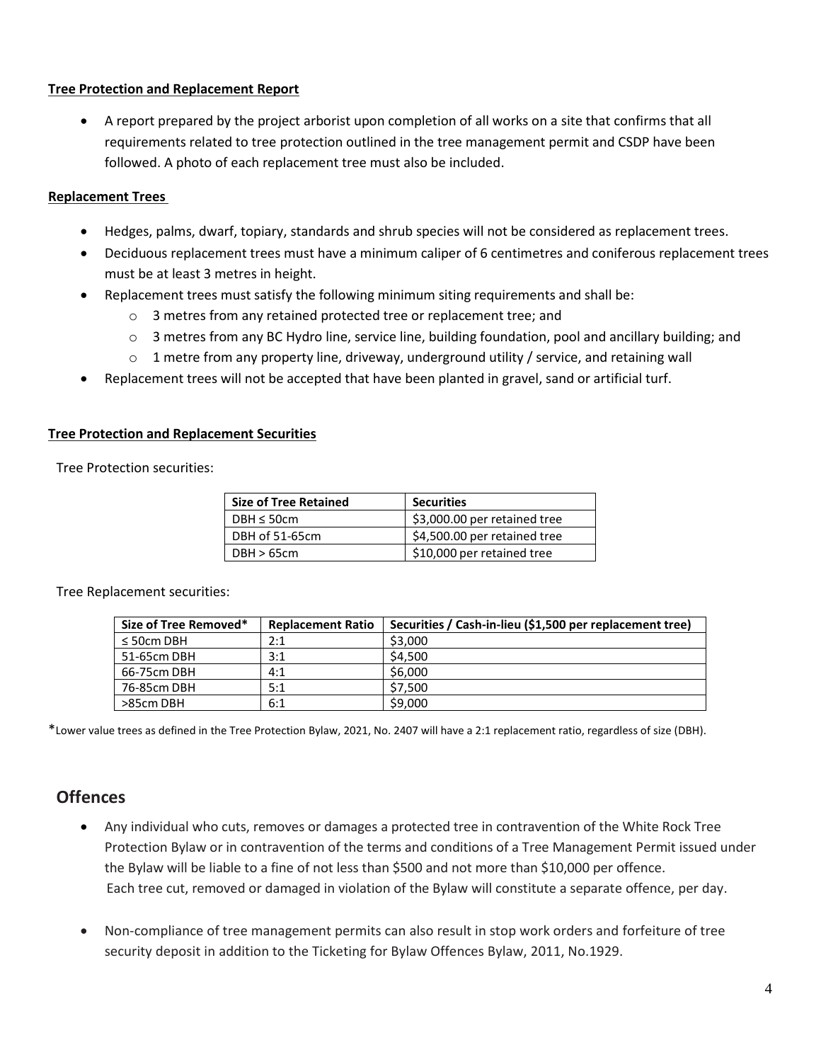**Tree Protection and Replacement Report**

- A report prepared by the project arborist upon completion of all works on a site that confirms that all requirements related to tree protection outlined in the tree management permit and CSDP have been followed. A photo of each replacement tree must also be included.

**Replacement Trees**

- Hedges, palms, dwarf, topiary, standards and shrub species will not be considered as replacement trees.
- Deciduous replacement trees must have a minimum caliper of 6 centimetres and coniferous replacement trees must be at least 3 metres in height.
- Replacement trees must satisfy the following minimum siting requirements and shall be:
  - 3 metres from any retained protected tree or replacement tree; and
  - 3 metres from any BC Hydro line, service line, building foundation, pool and ancillary building; and
  - 1 metre from any property line, driveway, underground utility / service, and retaining wall
- Replacement trees will not be accepted that have been planted in gravel, sand or artificial turf.

**Tree Protection and Replacement Securities**

Tree Protection securities:

| Size of Tree Retained | Securities |
|---|---|
| DBH ≤ 50cm | $3,000.00 per retained tree |
| DBH of 51-65cm | $4,500.00 per retained tree |
| DBH > 65cm | $10,000 per retained tree |

Tree Replacement securities:

| Size of Tree Removed* | Replacement Ratio | Securities / Cash-in-lieu ($1,500 per replacement tree) |
|---|---|---|
| ≤ 50cm DBH | 2:1 | $3,000 |
| 51-65cm DBH | 3:1 | $4,500 |
| 66-75cm DBH | 4:1 | $6,000 |
| 76-85cm DBH | 5:1 | $7,500 |
| >85cm DBH | 6:1 | $9,000 |

*Lower value trees as defined in the Tree Protection Bylaw, 2021, No. 2407 will have a 2:1 replacement ratio, regardless of size (DBH).

## Offences

- Any individual who cuts, removes or damages a protected tree in contravention of the White Rock Tree Protection Bylaw or in contravention of the terms and conditions of a Tree Management Permit issued under the Bylaw will be liable to a fine of not less than $500 and not more than $10,000 per offence. Each tree cut, removed or damaged in violation of the Bylaw will constitute a separate offence, per day.
- Non-compliance of tree management permits can also result in stop work orders and forfeiture of tree security deposit in addition to the Ticketing for Bylaw Offences Bylaw, 2011, No.1929.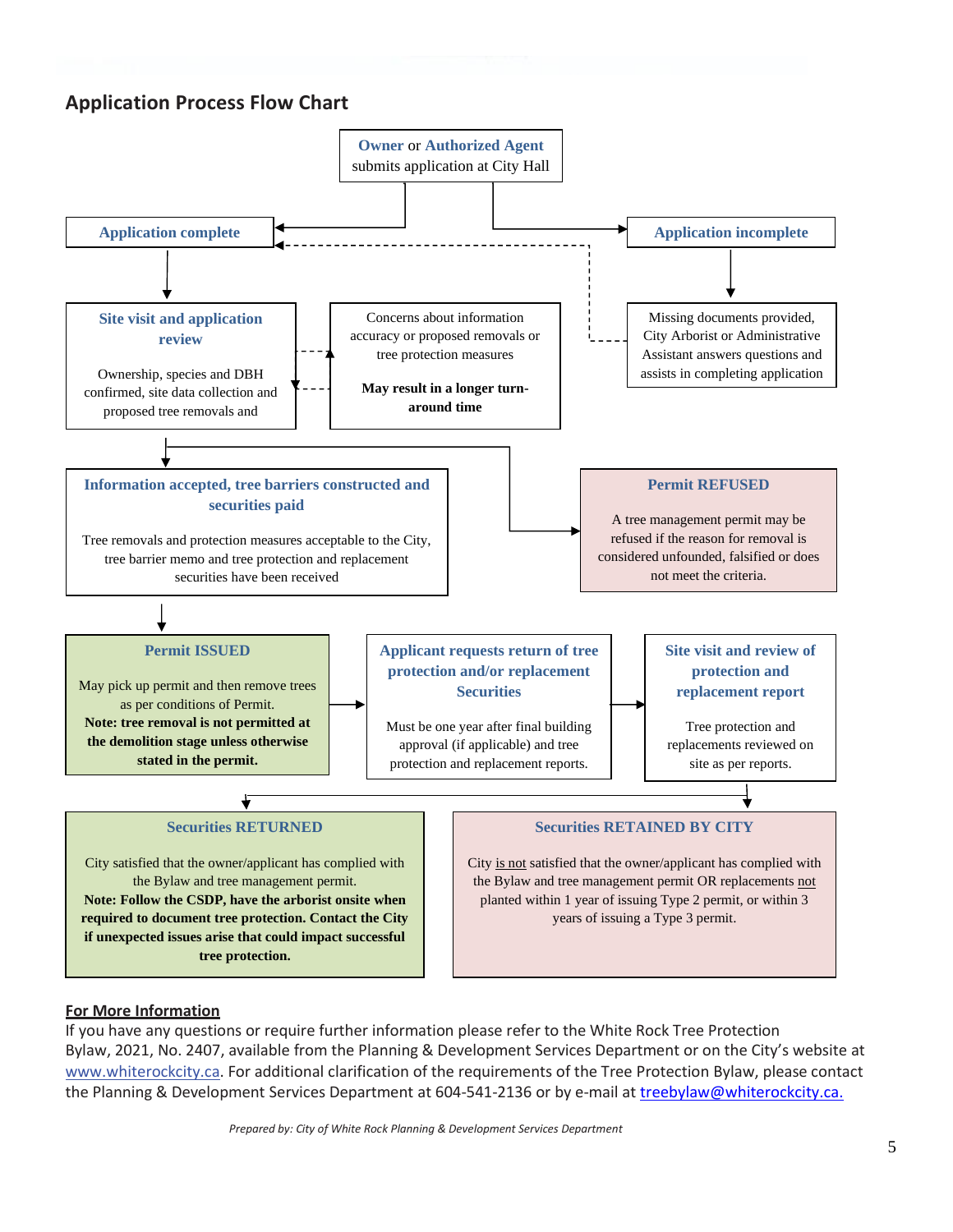## Application Process Flow Chart

**Owner** or **Authorized Agent** submits application at City Hall

**Application complete**

**Application incomplete**

Missing documents provided, City Arborist or Administrative Assistant answers questions and assists in completing application

**Site visit and application review**

Ownership, species and DBH confirmed, site data collection and proposed tree removals and

Concerns about information accuracy or proposed removals or tree protection measures

**May result in a longer turn-around time**

**Information accepted, tree barriers constructed and securities paid**

Tree removals and protection measures acceptable to the City, tree barrier memo and tree protection and replacement securities have been received

**Permit REFUSED**

A tree management permit may be refused if the reason for removal is considered unfounded, falsified or does not meet the criteria.

**Permit ISSUED**

May pick up permit and then remove trees as per conditions of Permit.
**Note: tree removal is not permitted at the demolition stage unless otherwise stated in the permit.**

**Applicant requests return of tree protection and/or replacement Securities**

Must be one year after final building approval (if applicable) and tree protection and replacement reports.

**Site visit and review of protection and replacement report**

Tree protection and replacements reviewed on site as per reports.

**Securities RETURNED**

City satisfied that the owner/applicant has complied with the Bylaw and tree management permit.
**Note: Follow the CSDP, have the arborist onsite when required to document tree protection. Contact the City if unexpected issues arise that could impact successful tree protection.**

**Securities RETAINED BY CITY**

City is not satisfied that the owner/applicant has complied with the Bylaw and tree management permit OR replacements not planted within 1 year of issuing Type 2 permit, or within 3 years of issuing a Type 3 permit.

**For More Information**

If you have any questions or require further information please refer to the White Rock Tree Protection Bylaw, 2021, No. 2407, available from the Planning & Development Services Department or on the City's website at www.whiterockcity.ca. For additional clarification of the requirements of the Tree Protection Bylaw, please contact the Planning & Development Services Department at 604-541-2136 or by e-mail at treebylaw@whiterockcity.ca.

*Prepared by: City of White Rock Planning & Development Services Department*